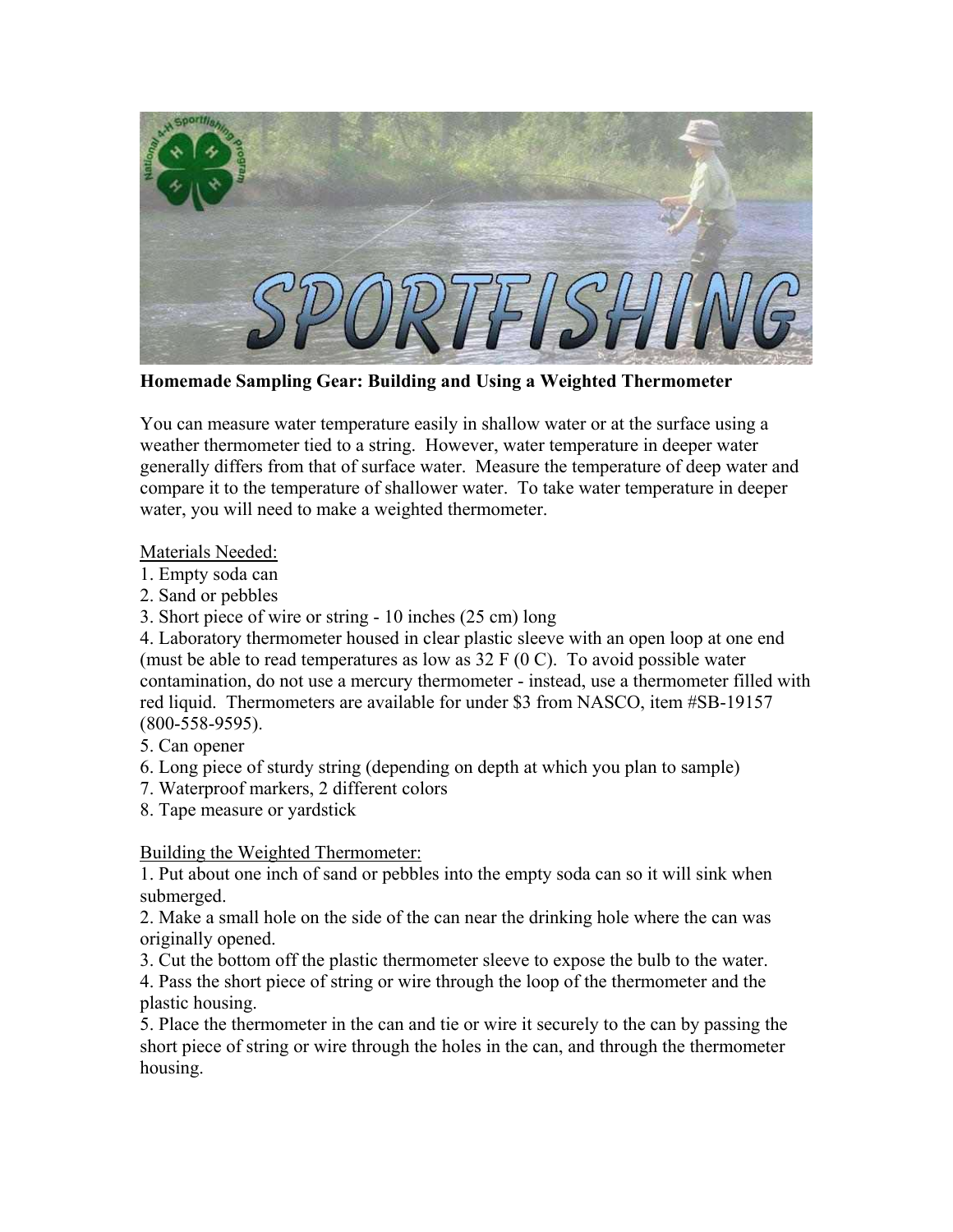**Homemade Sampling Gear: Building and Using a Weighted Thermometer**

You can measure water temperature easily in shallow water or at the surface using a weather thermometer tied to a string. However, water temperature in deeper water generally differs from that of surface water. Measure the temperature of deep water and compare it to the temperature of shallower water. To take water temperature in deeper water, you will need to make a weighted thermometer.

Materials Needed:

1. Empty soda can
2. Sand or pebbles
3. Short piece of wire or string - 10 inches (25 cm) long
4. Laboratory thermometer housed in clear plastic sleeve with an open loop at one end (must be able to read temperatures as low as 32 F (0 C). To avoid possible water contamination, do not use a mercury thermometer - instead, use a thermometer filled with red liquid. Thermometers are available for under $3 from NASCO, item #SB-19157 (800-558-9595).
5. Can opener
6. Long piece of sturdy string (depending on depth at which you plan to sample)
7. Waterproof markers, 2 different colors
8. Tape measure or yardstick

Building the Weighted Thermometer:

1. Put about one inch of sand or pebbles into the empty soda can so it will sink when submerged.
2. Make a small hole on the side of the can near the drinking hole where the can was originally opened.
3. Cut the bottom off the plastic thermometer sleeve to expose the bulb to the water.
4. Pass the short piece of string or wire through the loop of the thermometer and the plastic housing.
5. Place the thermometer in the can and tie or wire it securely to the can by passing the short piece of string or wire through the holes in the can, and through the thermometer housing.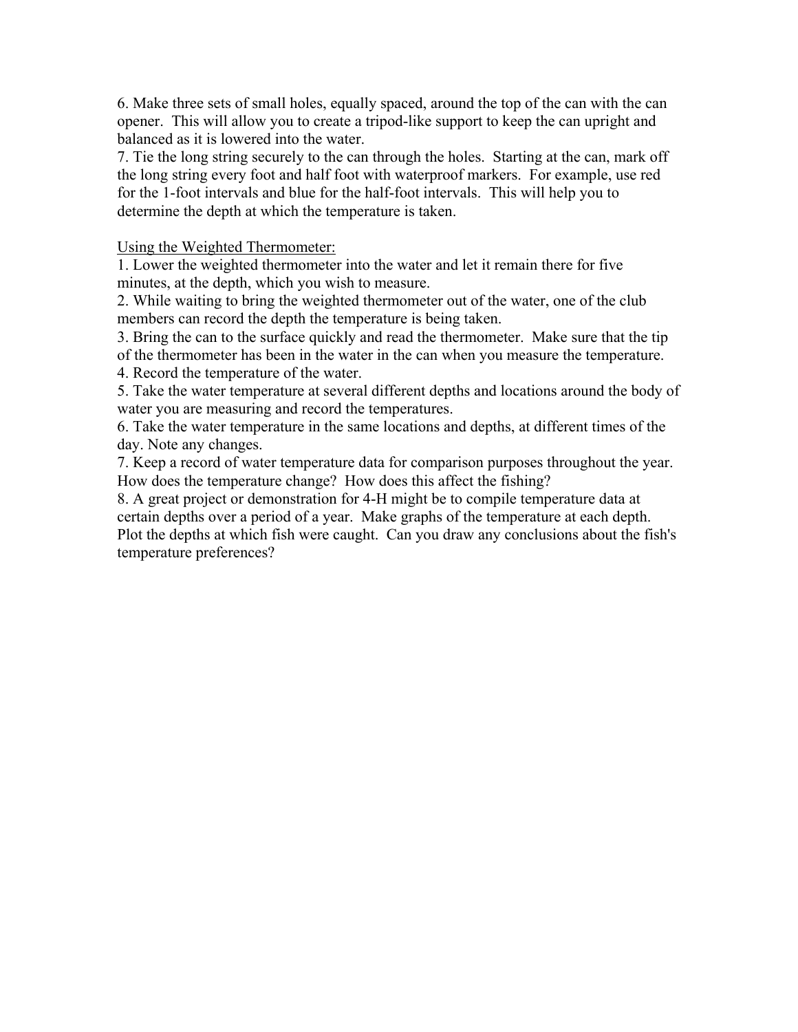6. Make three sets of small holes, equally spaced, around the top of the can with the can opener. This will allow you to create a tripod-like support to keep the can upright and balanced as it is lowered into the water.

7. Tie the long string securely to the can through the holes. Starting at the can, mark off the long string every foot and half foot with waterproof markers. For example, use red for the 1-foot intervals and blue for the half-foot intervals. This will help you to determine the depth at which the temperature is taken.

<u>Using the Weighted Thermometer:</u>

1. Lower the weighted thermometer into the water and let it remain there for five minutes, at the depth, which you wish to measure.
2. While waiting to bring the weighted thermometer out of the water, one of the club members can record the depth the temperature is being taken.
3. Bring the can to the surface quickly and read the thermometer. Make sure that the tip of the thermometer has been in the water in the can when you measure the temperature.
4. Record the temperature of the water.
5. Take the water temperature at several different depths and locations around the body of water you are measuring and record the temperatures.
6. Take the water temperature in the same locations and depths, at different times of the day. Note any changes.
7. Keep a record of water temperature data for comparison purposes throughout the year. How does the temperature change? How does this affect the fishing?
8. A great project or demonstration for 4-H might be to compile temperature data at certain depths over a period of a year. Make graphs of the temperature at each depth. Plot the depths at which fish were caught. Can you draw any conclusions about the fish's temperature preferences?